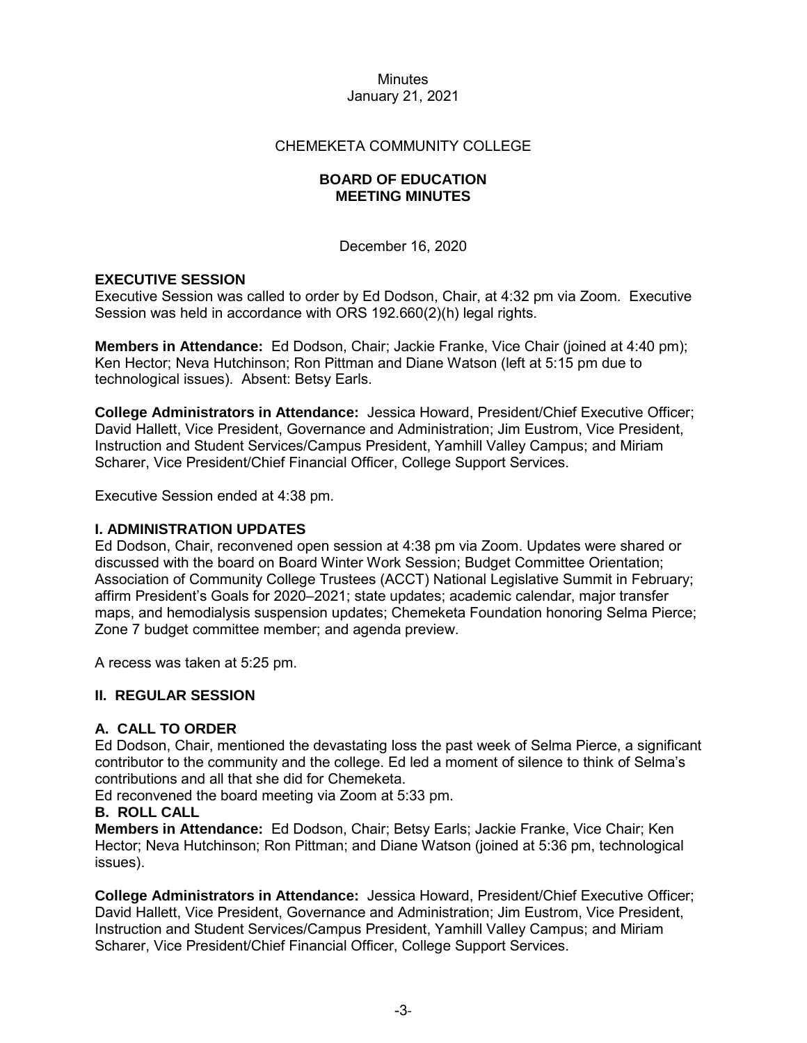Minutes
January 21, 2021

CHEMEKETA COMMUNITY COLLEGE

**BOARD OF EDUCATION**
**MEETING MINUTES**

December 16, 2020

**EXECUTIVE SESSION**
Executive Session was called to order by Ed Dodson, Chair, at 4:32 pm via Zoom. Executive Session was held in accordance with ORS 192.660(2)(h) legal rights.

**Members in Attendance:** Ed Dodson, Chair; Jackie Franke, Vice Chair (joined at 4:40 pm); Ken Hector; Neva Hutchinson; Ron Pittman and Diane Watson (left at 5:15 pm due to technological issues). Absent: Betsy Earls.

**College Administrators in Attendance:** Jessica Howard, President/Chief Executive Officer; David Hallett, Vice President, Governance and Administration; Jim Eustrom, Vice President, Instruction and Student Services/Campus President, Yamhill Valley Campus; and Miriam Scharer, Vice President/Chief Financial Officer, College Support Services.

Executive Session ended at 4:38 pm.

**I. ADMINISTRATION UPDATES**
Ed Dodson, Chair, reconvened open session at 4:38 pm via Zoom. Updates were shared or discussed with the board on Board Winter Work Session; Budget Committee Orientation; Association of Community College Trustees (ACCT) National Legislative Summit in February; affirm President's Goals for 2020–2021; state updates; academic calendar, major transfer maps, and hemodialysis suspension updates; Chemeketa Foundation honoring Selma Pierce; Zone 7 budget committee member; and agenda preview.

A recess was taken at 5:25 pm.

**II. REGULAR SESSION**

**A. CALL TO ORDER**
Ed Dodson, Chair, mentioned the devastating loss the past week of Selma Pierce, a significant contributor to the community and the college. Ed led a moment of silence to think of Selma's contributions and all that she did for Chemeketa.
Ed reconvened the board meeting via Zoom at 5:33 pm.

**B. ROLL CALL**
**Members in Attendance:** Ed Dodson, Chair; Betsy Earls; Jackie Franke, Vice Chair; Ken Hector; Neva Hutchinson; Ron Pittman; and Diane Watson (joined at 5:36 pm, technological issues).

**College Administrators in Attendance:** Jessica Howard, President/Chief Executive Officer; David Hallett, Vice President, Governance and Administration; Jim Eustrom, Vice President, Instruction and Student Services/Campus President, Yamhill Valley Campus; and Miriam Scharer, Vice President/Chief Financial Officer, College Support Services.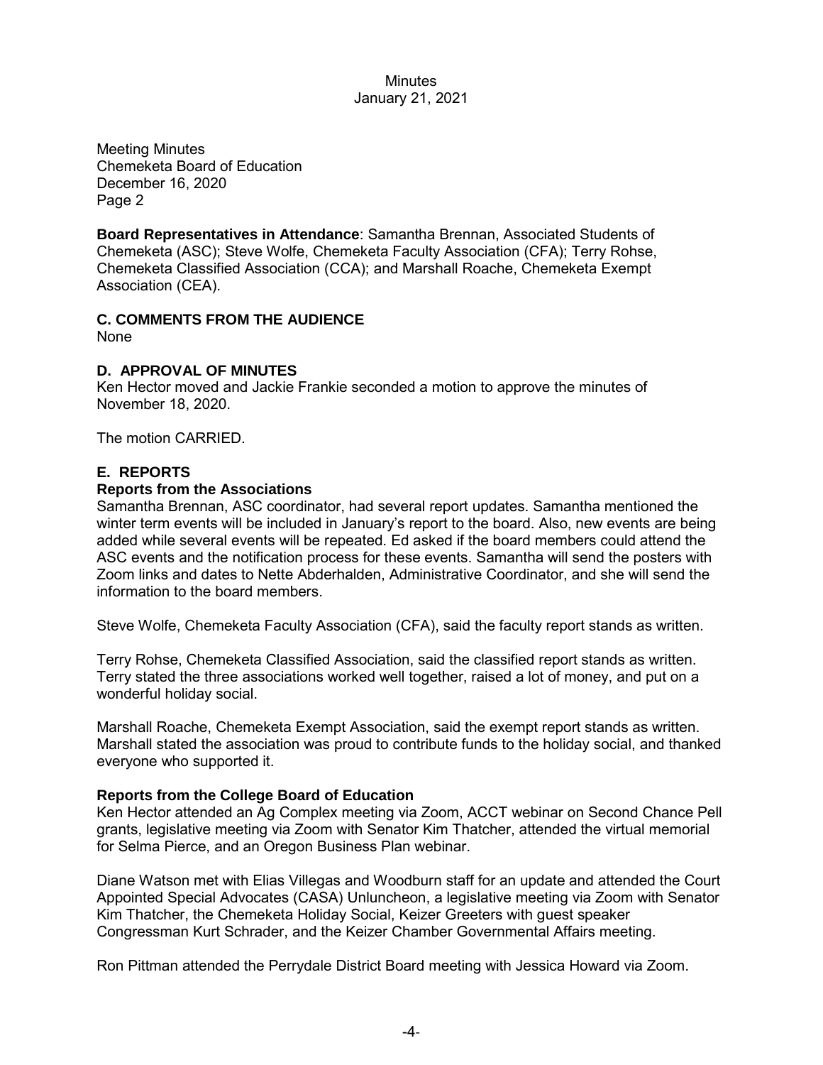Meeting Minutes
Chemeketa Board of Education
December 16, 2020
Page 2

**Board Representatives in Attendance**: Samantha Brennan, Associated Students of Chemeketa (ASC); Steve Wolfe, Chemeketa Faculty Association (CFA); Terry Rohse, Chemeketa Classified Association (CCA); and Marshall Roache, Chemeketa Exempt Association (CEA).

## C. COMMENTS FROM THE AUDIENCE

None

## D. APPROVAL OF MINUTES

Ken Hector moved and Jackie Frankie seconded a motion to approve the minutes of November 18, 2020.

The motion CARRIED.

## E. REPORTS

### Reports from the Associations

Samantha Brennan, ASC coordinator, had several report updates. Samantha mentioned the winter term events will be included in January's report to the board. Also, new events are being added while several events will be repeated. Ed asked if the board members could attend the ASC events and the notification process for these events. Samantha will send the posters with Zoom links and dates to Nette Abderhalden, Administrative Coordinator, and she will send the information to the board members.

Steve Wolfe, Chemeketa Faculty Association (CFA), said the faculty report stands as written.

Terry Rohse, Chemeketa Classified Association, said the classified report stands as written. Terry stated the three associations worked well together, raised a lot of money, and put on a wonderful holiday social.

Marshall Roache, Chemeketa Exempt Association, said the exempt report stands as written. Marshall stated the association was proud to contribute funds to the holiday social, and thanked everyone who supported it.

### Reports from the College Board of Education

Ken Hector attended an Ag Complex meeting via Zoom, ACCT webinar on Second Chance Pell grants, legislative meeting via Zoom with Senator Kim Thatcher, attended the virtual memorial for Selma Pierce, and an Oregon Business Plan webinar.

Diane Watson met with Elias Villegas and Woodburn staff for an update and attended the Court Appointed Special Advocates (CASA) Unluncheon, a legislative meeting via Zoom with Senator Kim Thatcher, the Chemeketa Holiday Social, Keizer Greeters with guest speaker Congressman Kurt Schrader, and the Keizer Chamber Governmental Affairs meeting.

Ron Pittman attended the Perrydale District Board meeting with Jessica Howard via Zoom.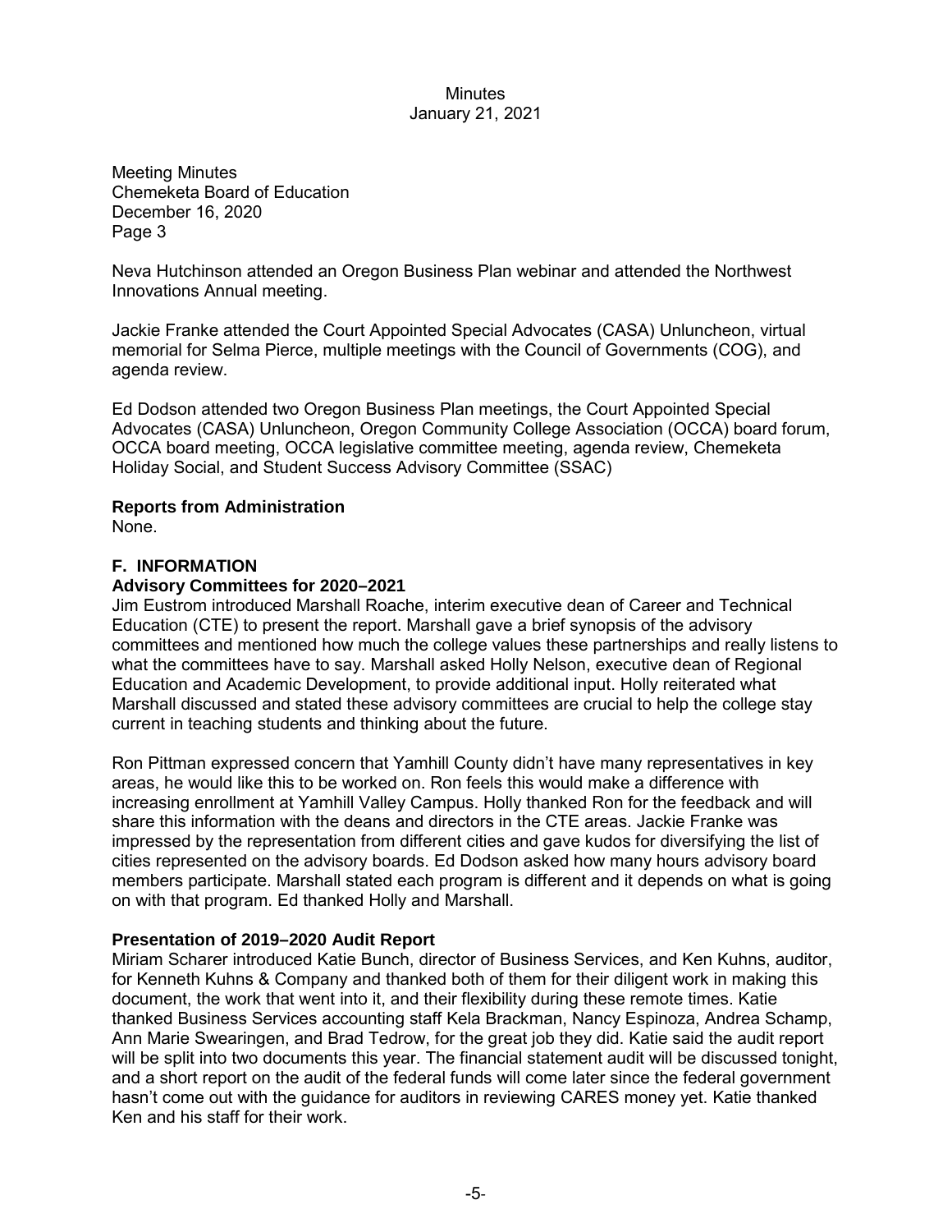Meeting Minutes
Chemeketa Board of Education
December 16, 2020
Page 3

Neva Hutchinson attended an Oregon Business Plan webinar and attended the Northwest Innovations Annual meeting.

Jackie Franke attended the Court Appointed Special Advocates (CASA) Unluncheon, virtual memorial for Selma Pierce, multiple meetings with the Council of Governments (COG), and agenda review.

Ed Dodson attended two Oregon Business Plan meetings, the Court Appointed Special Advocates (CASA) Unluncheon, Oregon Community College Association (OCCA) board forum, OCCA board meeting, OCCA legislative committee meeting, agenda review, Chemeketa Holiday Social, and Student Success Advisory Committee (SSAC)

**Reports from Administration**
None.

## F. INFORMATION

**Advisory Committees for 2020–2021**
Jim Eustrom introduced Marshall Roache, interim executive dean of Career and Technical Education (CTE) to present the report. Marshall gave a brief synopsis of the advisory committees and mentioned how much the college values these partnerships and really listens to what the committees have to say. Marshall asked Holly Nelson, executive dean of Regional Education and Academic Development, to provide additional input. Holly reiterated what Marshall discussed and stated these advisory committees are crucial to help the college stay current in teaching students and thinking about the future.

Ron Pittman expressed concern that Yamhill County didn't have many representatives in key areas, he would like this to be worked on. Ron feels this would make a difference with increasing enrollment at Yamhill Valley Campus. Holly thanked Ron for the feedback and will share this information with the deans and directors in the CTE areas. Jackie Franke was impressed by the representation from different cities and gave kudos for diversifying the list of cities represented on the advisory boards. Ed Dodson asked how many hours advisory board members participate. Marshall stated each program is different and it depends on what is going on with that program. Ed thanked Holly and Marshall.

**Presentation of 2019–2020 Audit Report**
Miriam Scharer introduced Katie Bunch, director of Business Services, and Ken Kuhns, auditor, for Kenneth Kuhns & Company and thanked both of them for their diligent work in making this document, the work that went into it, and their flexibility during these remote times. Katie thanked Business Services accounting staff Kela Brackman, Nancy Espinoza, Andrea Schamp, Ann Marie Swearingen, and Brad Tedrow, for the great job they did. Katie said the audit report will be split into two documents this year. The financial statement audit will be discussed tonight, and a short report on the audit of the federal funds will come later since the federal government hasn't come out with the guidance for auditors in reviewing CARES money yet. Katie thanked Ken and his staff for their work.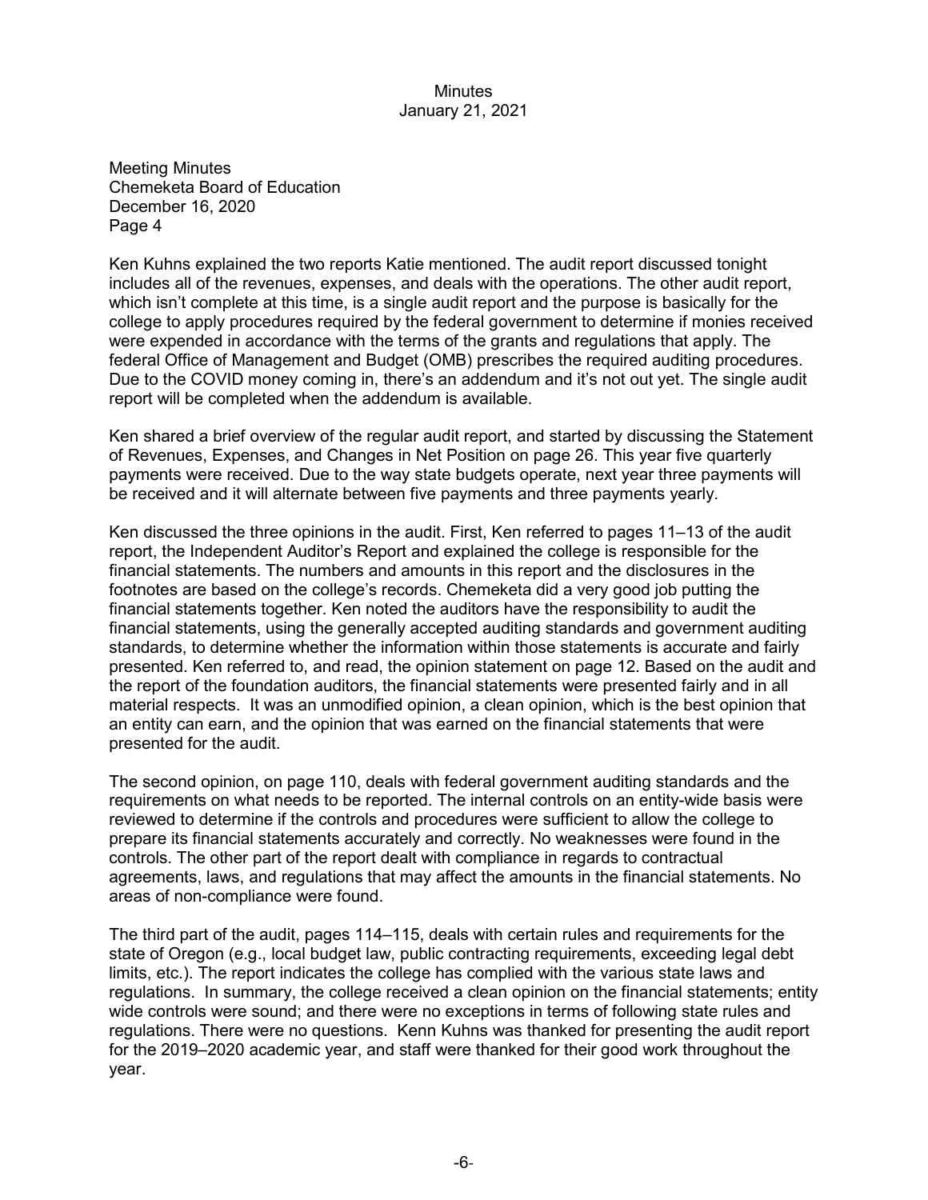Ken Kuhns explained the two reports Katie mentioned. The audit report discussed tonight includes all of the revenues, expenses, and deals with the operations. The other audit report, which isn't complete at this time, is a single audit report and the purpose is basically for the college to apply procedures required by the federal government to determine if monies received were expended in accordance with the terms of the grants and regulations that apply. The federal Office of Management and Budget (OMB) prescribes the required auditing procedures. Due to the COVID money coming in, there's an addendum and it's not out yet. The single audit report will be completed when the addendum is available.

Ken shared a brief overview of the regular audit report, and started by discussing the Statement of Revenues, Expenses, and Changes in Net Position on page 26. This year five quarterly payments were received. Due to the way state budgets operate, next year three payments will be received and it will alternate between five payments and three payments yearly.

Ken discussed the three opinions in the audit. First, Ken referred to pages 11–13 of the audit report, the Independent Auditor's Report and explained the college is responsible for the financial statements. The numbers and amounts in this report and the disclosures in the footnotes are based on the college's records. Chemeketa did a very good job putting the financial statements together. Ken noted the auditors have the responsibility to audit the financial statements, using the generally accepted auditing standards and government auditing standards, to determine whether the information within those statements is accurate and fairly presented. Ken referred to, and read, the opinion statement on page 12. Based on the audit and the report of the foundation auditors, the financial statements were presented fairly and in all material respects. It was an unmodified opinion, a clean opinion, which is the best opinion that an entity can earn, and the opinion that was earned on the financial statements that were presented for the audit.

The second opinion, on page 110, deals with federal government auditing standards and the requirements on what needs to be reported. The internal controls on an entity-wide basis were reviewed to determine if the controls and procedures were sufficient to allow the college to prepare its financial statements accurately and correctly. No weaknesses were found in the controls. The other part of the report dealt with compliance in regards to contractual agreements, laws, and regulations that may affect the amounts in the financial statements. No areas of non-compliance were found.

The third part of the audit, pages 114–115, deals with certain rules and requirements for the state of Oregon (e.g., local budget law, public contracting requirements, exceeding legal debt limits, etc.). The report indicates the college has complied with the various state laws and regulations. In summary, the college received a clean opinion on the financial statements; entity wide controls were sound; and there were no exceptions in terms of following state rules and regulations. There were no questions. Kenn Kuhns was thanked for presenting the audit report for the 2019–2020 academic year, and staff were thanked for their good work throughout the year.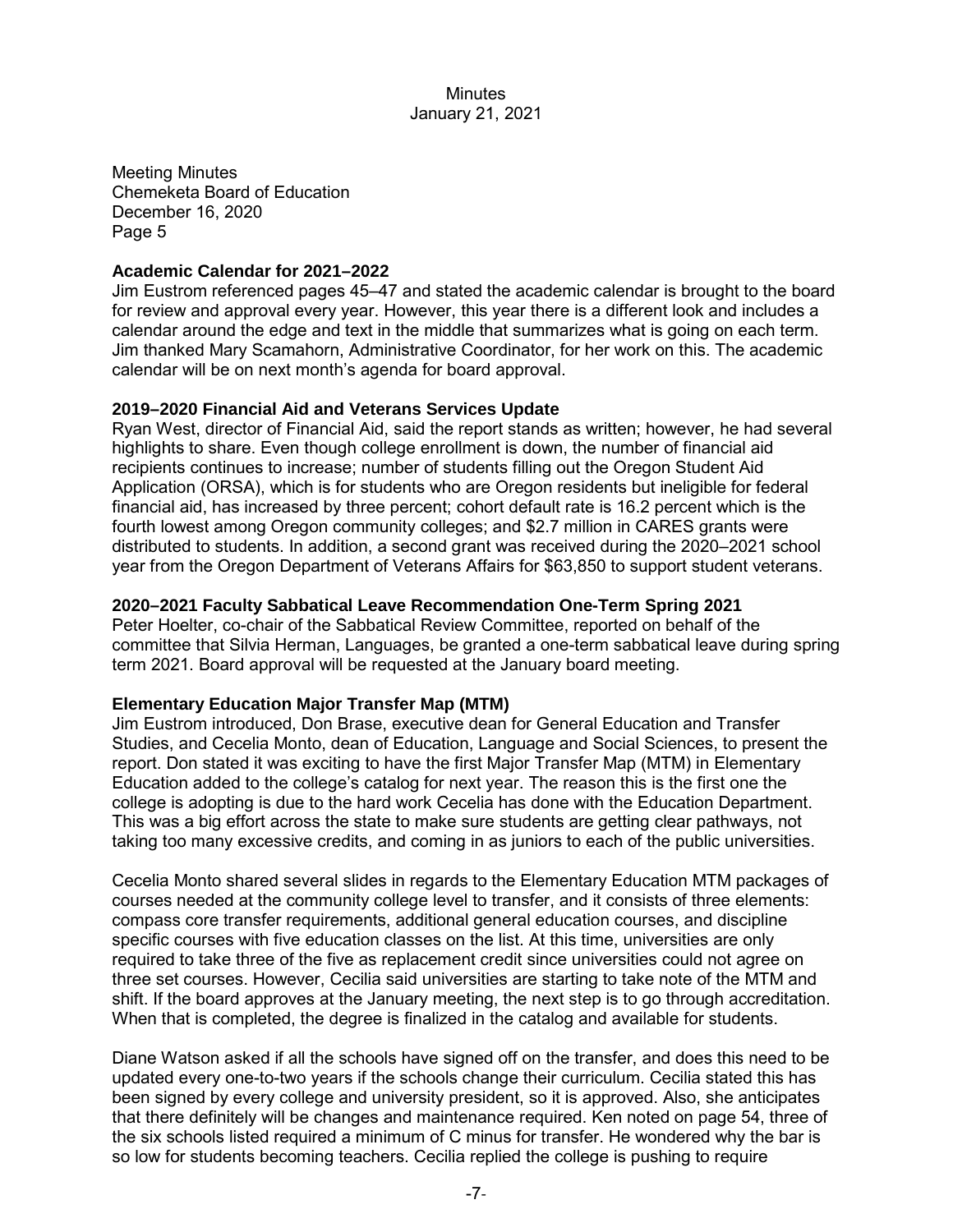Meeting Minutes
Chemeketa Board of Education
December 16, 2020
Page 5

**Academic Calendar for 2021–2022**
Jim Eustrom referenced pages 45–47 and stated the academic calendar is brought to the board for review and approval every year. However, this year there is a different look and includes a calendar around the edge and text in the middle that summarizes what is going on each term. Jim thanked Mary Scamahorn, Administrative Coordinator, for her work on this. The academic calendar will be on next month's agenda for board approval.

**2019–2020 Financial Aid and Veterans Services Update**
Ryan West, director of Financial Aid, said the report stands as written; however, he had several highlights to share. Even though college enrollment is down, the number of financial aid recipients continues to increase; number of students filling out the Oregon Student Aid Application (ORSA), which is for students who are Oregon residents but ineligible for federal financial aid, has increased by three percent; cohort default rate is 16.2 percent which is the fourth lowest among Oregon community colleges; and $2.7 million in CARES grants were distributed to students. In addition, a second grant was received during the 2020–2021 school year from the Oregon Department of Veterans Affairs for $63,850 to support student veterans.

**2020–2021 Faculty Sabbatical Leave Recommendation One-Term Spring 2021**
Peter Hoelter, co-chair of the Sabbatical Review Committee, reported on behalf of the committee that Silvia Herman, Languages, be granted a one-term sabbatical leave during spring term 2021. Board approval will be requested at the January board meeting.

**Elementary Education Major Transfer Map (MTM)**
Jim Eustrom introduced, Don Brase, executive dean for General Education and Transfer Studies, and Cecelia Monto, dean of Education, Language and Social Sciences, to present the report. Don stated it was exciting to have the first Major Transfer Map (MTM) in Elementary Education added to the college's catalog for next year. The reason this is the first one the college is adopting is due to the hard work Cecelia has done with the Education Department. This was a big effort across the state to make sure students are getting clear pathways, not taking too many excessive credits, and coming in as juniors to each of the public universities.

Cecelia Monto shared several slides in regards to the Elementary Education MTM packages of courses needed at the community college level to transfer, and it consists of three elements: compass core transfer requirements, additional general education courses, and discipline specific courses with five education classes on the list. At this time, universities are only required to take three of the five as replacement credit since universities could not agree on three set courses. However, Cecilia said universities are starting to take note of the MTM and shift. If the board approves at the January meeting, the next step is to go through accreditation. When that is completed, the degree is finalized in the catalog and available for students.

Diane Watson asked if all the schools have signed off on the transfer, and does this need to be updated every one-to-two years if the schools change their curriculum. Cecilia stated this has been signed by every college and university president, so it is approved. Also, she anticipates that there definitely will be changes and maintenance required. Ken noted on page 54, three of the six schools listed required a minimum of C minus for transfer. He wondered why the bar is so low for students becoming teachers. Cecilia replied the college is pushing to require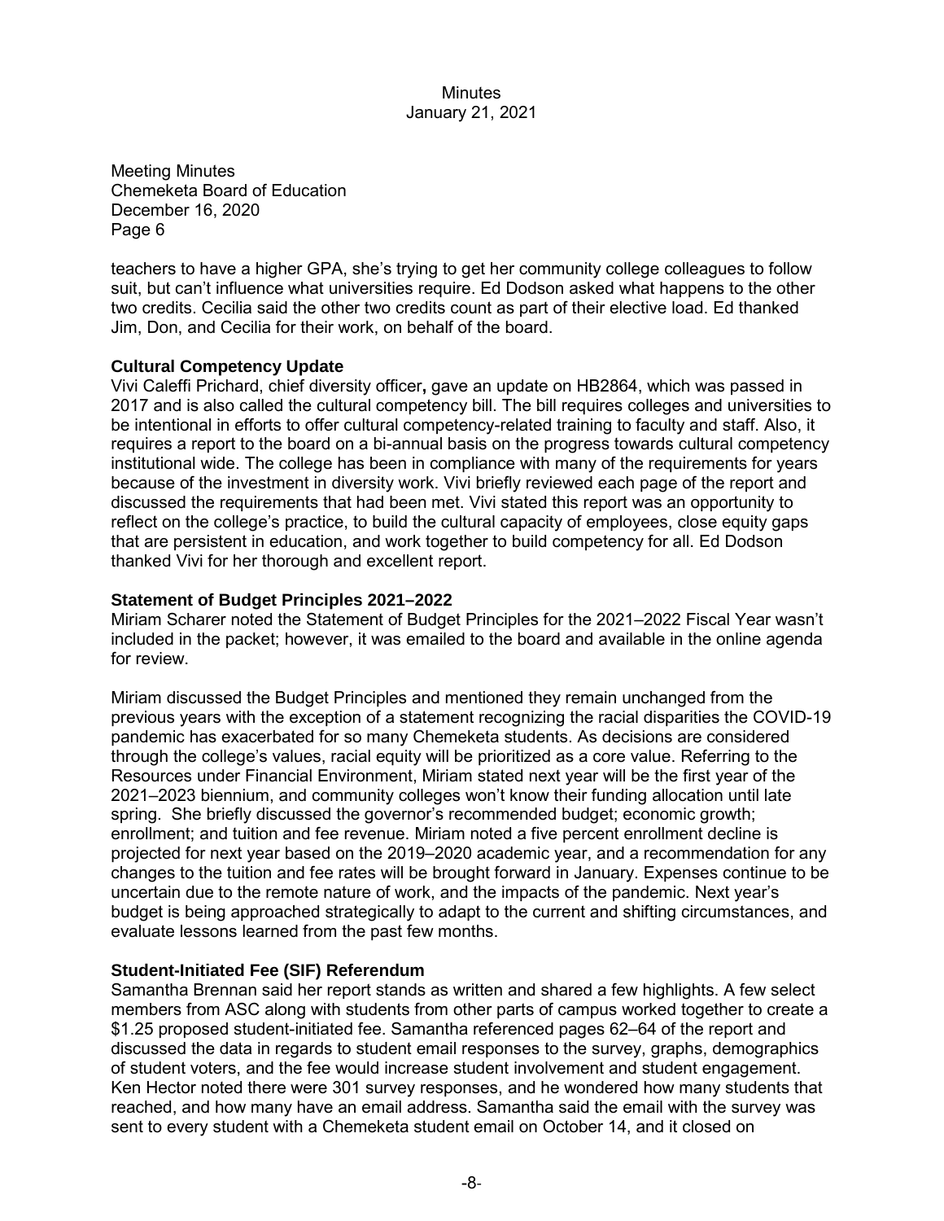Meeting Minutes
Chemeketa Board of Education
December 16, 2020

teachers to have a higher GPA, she's trying to get her community college colleagues to follow suit, but can't influence what universities require. Ed Dodson asked what happens to the other two credits. Cecilia said the other two credits count as part of their elective load. Ed thanked Jim, Don, and Cecilia for their work, on behalf of the board.

**Cultural Competency Update**
Vivi Caleffi Prichard, chief diversity officer**,** gave an update on HB2864, which was passed in 2017 and is also called the cultural competency bill. The bill requires colleges and universities to be intentional in efforts to offer cultural competency-related training to faculty and staff. Also, it requires a report to the board on a bi-annual basis on the progress towards cultural competency institutional wide. The college has been in compliance with many of the requirements for years because of the investment in diversity work. Vivi briefly reviewed each page of the report and discussed the requirements that had been met. Vivi stated this report was an opportunity to reflect on the college's practice, to build the cultural capacity of employees, close equity gaps that are persistent in education, and work together to build competency for all. Ed Dodson thanked Vivi for her thorough and excellent report.

**Statement of Budget Principles 2021–2022**
Miriam Scharer noted the Statement of Budget Principles for the 2021–2022 Fiscal Year wasn't included in the packet; however, it was emailed to the board and available in the online agenda for review.

Miriam discussed the Budget Principles and mentioned they remain unchanged from the previous years with the exception of a statement recognizing the racial disparities the COVID-19 pandemic has exacerbated for so many Chemeketa students. As decisions are considered through the college's values, racial equity will be prioritized as a core value. Referring to the Resources under Financial Environment, Miriam stated next year will be the first year of the 2021–2023 biennium, and community colleges won't know their funding allocation until late spring. She briefly discussed the governor's recommended budget; economic growth; enrollment; and tuition and fee revenue. Miriam noted a five percent enrollment decline is projected for next year based on the 2019–2020 academic year, and a recommendation for any changes to the tuition and fee rates will be brought forward in January. Expenses continue to be uncertain due to the remote nature of work, and the impacts of the pandemic. Next year's budget is being approached strategically to adapt to the current and shifting circumstances, and evaluate lessons learned from the past few months.

**Student-Initiated Fee (SIF) Referendum**
Samantha Brennan said her report stands as written and shared a few highlights. A few select members from ASC along with students from other parts of campus worked together to create a $1.25 proposed student-initiated fee. Samantha referenced pages 62–64 of the report and discussed the data in regards to student email responses to the survey, graphs, demographics of student voters, and the fee would increase student involvement and student engagement. Ken Hector noted there were 301 survey responses, and he wondered how many students that reached, and how many have an email address. Samantha said the email with the survey was sent to every student with a Chemeketa student email on October 14, and it closed on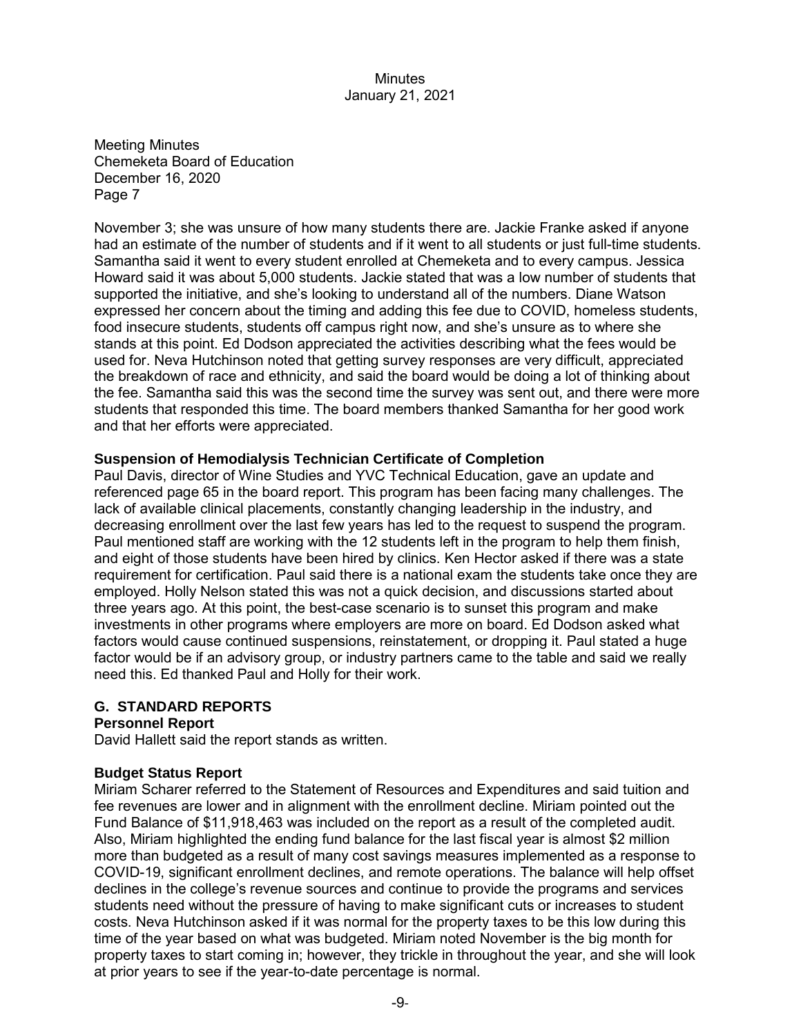Meeting Minutes
Chemeketa Board of Education
December 16, 2020
Page 7

November 3; she was unsure of how many students there are. Jackie Franke asked if anyone had an estimate of the number of students and if it went to all students or just full-time students. Samantha said it went to every student enrolled at Chemeketa and to every campus. Jessica Howard said it was about 5,000 students. Jackie stated that was a low number of students that supported the initiative, and she's looking to understand all of the numbers. Diane Watson expressed her concern about the timing and adding this fee due to COVID, homeless students, food insecure students, students off campus right now, and she's unsure as to where she stands at this point. Ed Dodson appreciated the activities describing what the fees would be used for. Neva Hutchinson noted that getting survey responses are very difficult, appreciated the breakdown of race and ethnicity, and said the board would be doing a lot of thinking about the fee. Samantha said this was the second time the survey was sent out, and there were more students that responded this time. The board members thanked Samantha for her good work and that her efforts were appreciated.

**Suspension of Hemodialysis Technician Certificate of Completion**

Paul Davis, director of Wine Studies and YVC Technical Education, gave an update and referenced page 65 in the board report. This program has been facing many challenges. The lack of available clinical placements, constantly changing leadership in the industry, and decreasing enrollment over the last few years has led to the request to suspend the program. Paul mentioned staff are working with the 12 students left in the program to help them finish, and eight of those students have been hired by clinics. Ken Hector asked if there was a state requirement for certification. Paul said there is a national exam the students take once they are employed. Holly Nelson stated this was not a quick decision, and discussions started about three years ago. At this point, the best-case scenario is to sunset this program and make investments in other programs where employers are more on board. Ed Dodson asked what factors would cause continued suspensions, reinstatement, or dropping it. Paul stated a huge factor would be if an advisory group, or industry partners came to the table and said we really need this. Ed thanked Paul and Holly for their work.

## G. STANDARD REPORTS

**Personnel Report**

David Hallett said the report stands as written.

**Budget Status Report**

Miriam Scharer referred to the Statement of Resources and Expenditures and said tuition and fee revenues are lower and in alignment with the enrollment decline. Miriam pointed out the Fund Balance of $11,918,463 was included on the report as a result of the completed audit. Also, Miriam highlighted the ending fund balance for the last fiscal year is almost $2 million more than budgeted as a result of many cost savings measures implemented as a response to COVID-19, significant enrollment declines, and remote operations. The balance will help offset declines in the college's revenue sources and continue to provide the programs and services students need without the pressure of having to make significant cuts or increases to student costs. Neva Hutchinson asked if it was normal for the property taxes to be this low during this time of the year based on what was budgeted. Miriam noted November is the big month for property taxes to start coming in; however, they trickle in throughout the year, and she will look at prior years to see if the year-to-date percentage is normal.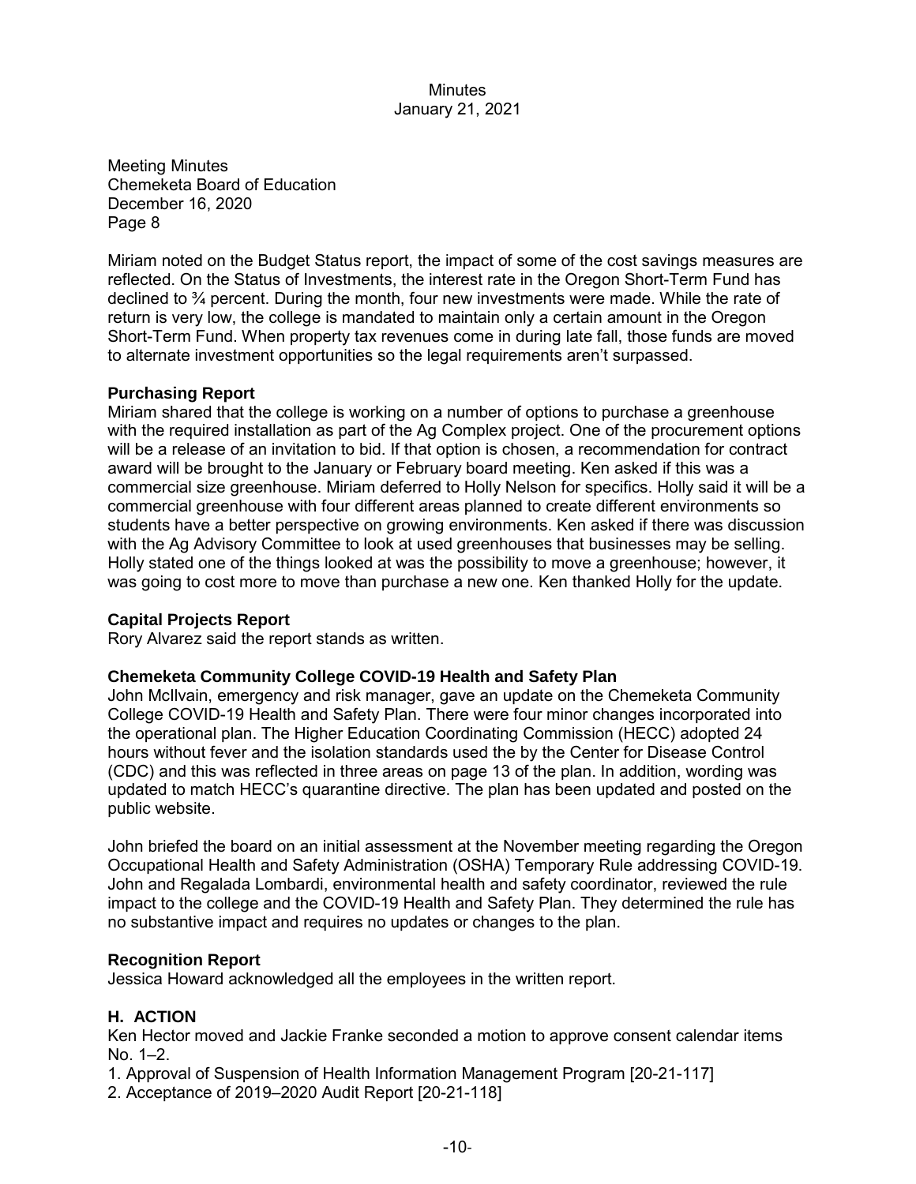Meeting Minutes
Chemeketa Board of Education
December 16, 2020
Page 8

Miriam noted on the Budget Status report, the impact of some of the cost savings measures are reflected. On the Status of Investments, the interest rate in the Oregon Short-Term Fund has declined to ¾ percent. During the month, four new investments were made. While the rate of return is very low, the college is mandated to maintain only a certain amount in the Oregon Short-Term Fund. When property tax revenues come in during late fall, those funds are moved to alternate investment opportunities so the legal requirements aren't surpassed.

**Purchasing Report**
Miriam shared that the college is working on a number of options to purchase a greenhouse with the required installation as part of the Ag Complex project. One of the procurement options will be a release of an invitation to bid. If that option is chosen, a recommendation for contract award will be brought to the January or February board meeting. Ken asked if this was a commercial size greenhouse. Miriam deferred to Holly Nelson for specifics. Holly said it will be a commercial greenhouse with four different areas planned to create different environments so students have a better perspective on growing environments. Ken asked if there was discussion with the Ag Advisory Committee to look at used greenhouses that businesses may be selling. Holly stated one of the things looked at was the possibility to move a greenhouse; however, it was going to cost more to move than purchase a new one. Ken thanked Holly for the update.

**Capital Projects Report**
Rory Alvarez said the report stands as written.

**Chemeketa Community College COVID-19 Health and Safety Plan**
John McIlvain, emergency and risk manager, gave an update on the Chemeketa Community College COVID-19 Health and Safety Plan. There were four minor changes incorporated into the operational plan. The Higher Education Coordinating Commission (HECC) adopted 24 hours without fever and the isolation standards used the by the Center for Disease Control (CDC) and this was reflected in three areas on page 13 of the plan. In addition, wording was updated to match HECC's quarantine directive. The plan has been updated and posted on the public website.

John briefed the board on an initial assessment at the November meeting regarding the Oregon Occupational Health and Safety Administration (OSHA) Temporary Rule addressing COVID-19. John and Regalada Lombardi, environmental health and safety coordinator, reviewed the rule impact to the college and the COVID-19 Health and Safety Plan. They determined the rule has no substantive impact and requires no updates or changes to the plan.

**Recognition Report**
Jessica Howard acknowledged all the employees in the written report.

**H. ACTION**
Ken Hector moved and Jackie Franke seconded a motion to approve consent calendar items No. 1–2.

1. Approval of Suspension of Health Information Management Program [20-21-117]
2. Acceptance of 2019–2020 Audit Report [20-21-118]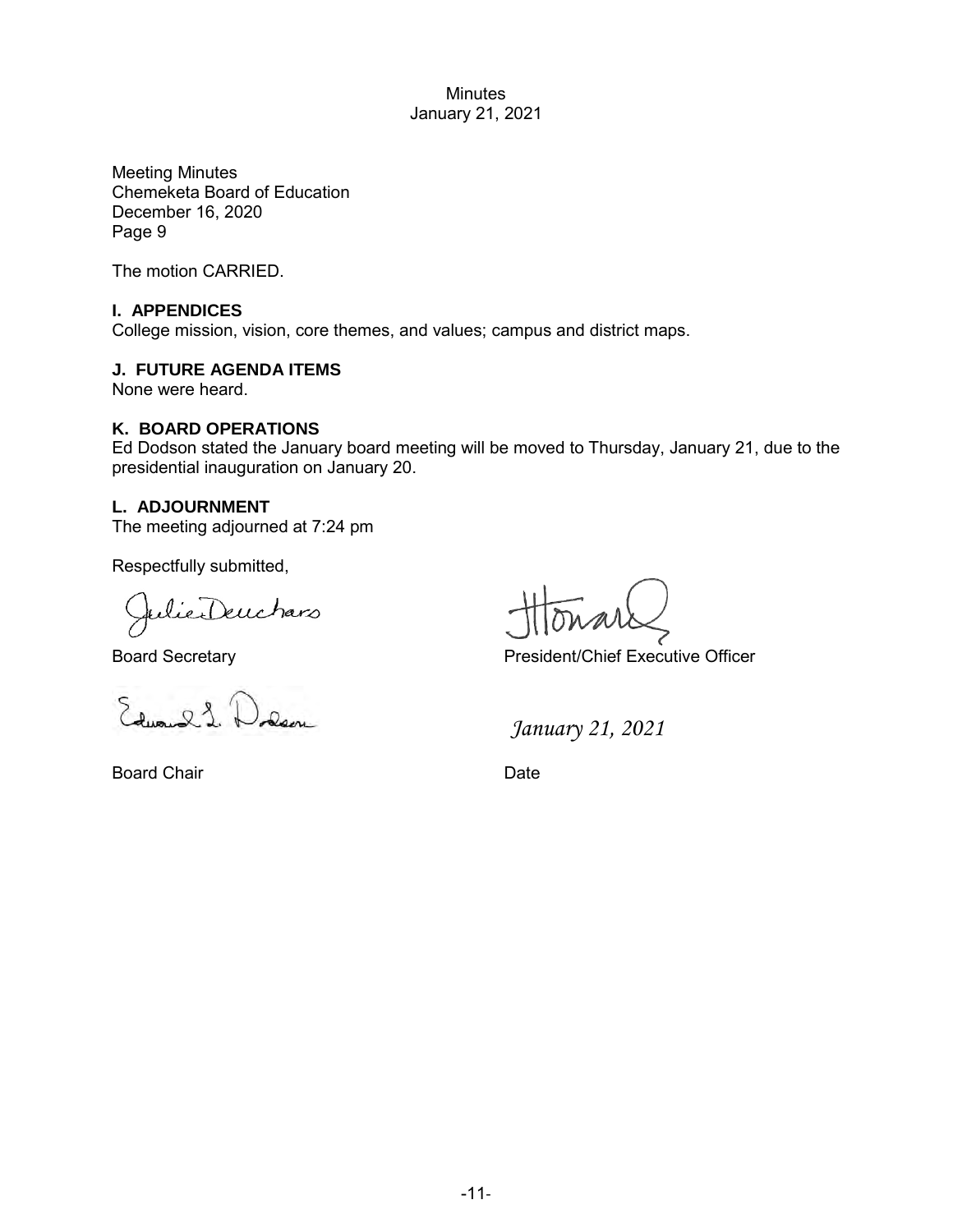Meeting Minutes
Chemeketa Board of Education
December 16, 2020
Page 9

The motion CARRIED.

**I. APPENDICES**
College mission, vision, core themes, and values; campus and district maps.

**J. FUTURE AGENDA ITEMS**
None were heard.

**K. BOARD OPERATIONS**
Ed Dodson stated the January board meeting will be moved to Thursday, January 21, due to the presidential inauguration on January 20.

**L. ADJOURNMENT**
The meeting adjourned at 7:24 pm

Respectfully submitted,

Board Secretary

President/Chief Executive Officer

Board Chair

*January 21, 2021*

Date